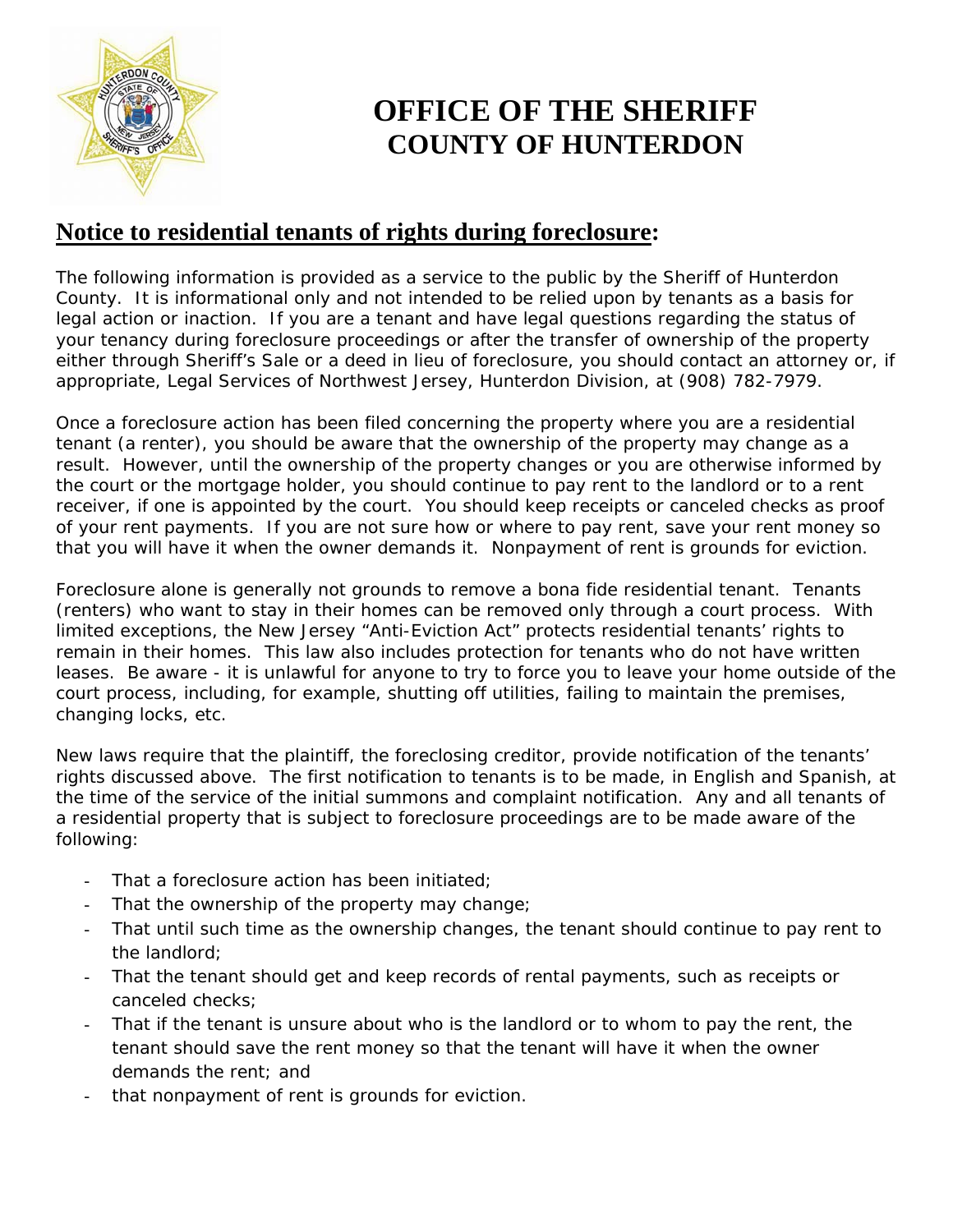# OFFICE OF THE SHERIFF
## COUNTY OF HUNTERDON

## **Notice to residential tenants of rights during foreclosure:**

The following information is provided as a service to the public by the Sheriff of Hunterdon County. It is informational only and not intended to be relied upon by tenants as a basis for legal action or inaction. If you are a tenant and have legal questions regarding the status of your tenancy during foreclosure proceedings or after the transfer of ownership of the property either through Sheriff's Sale or a deed in lieu of foreclosure, you should contact an attorney or, if appropriate, Legal Services of Northwest Jersey, Hunterdon Division, at (908) 782-7979.

Once a foreclosure action has been filed concerning the property where you are a residential tenant (a renter), you should be aware that the ownership of the property may change as a result. However, until the ownership of the property changes or you are otherwise informed by the court or the mortgage holder, you should continue to pay rent to the landlord or to a rent receiver, if one is appointed by the court. You should keep receipts or canceled checks as proof of your rent payments. If you are not sure how or where to pay rent, save your rent money so that you will have it when the owner demands it. Nonpayment of rent is grounds for eviction.

Foreclosure alone is generally not grounds to remove a bona fide residential tenant. Tenants (renters) who want to stay in their homes can be removed only through a court process. With limited exceptions, the New Jersey "Anti-Eviction Act" protects residential tenants' rights to remain in their homes. This law also includes protection for tenants who do not have written leases. Be aware - it is unlawful for anyone to try to force you to leave your home outside of the court process, including, for example, shutting off utilities, failing to maintain the premises, changing locks, etc.

New laws require that the plaintiff, the foreclosing creditor, provide notification of the tenants' rights discussed above. The first notification to tenants is to be made, in English and Spanish, at the time of the service of the initial summons and complaint notification. Any and all tenants of a residential property that is subject to foreclosure proceedings are to be made aware of the following:

- That a foreclosure action has been initiated;
- That the ownership of the property may change;
- That until such time as the ownership changes, the tenant should continue to pay rent to the landlord;
- That the tenant should get and keep records of rental payments, such as receipts or canceled checks;
- That if the tenant is unsure about who is the landlord or to whom to pay the rent, the tenant should save the rent money so that the tenant will have it when the owner demands the rent; and
- that nonpayment of rent is grounds for eviction.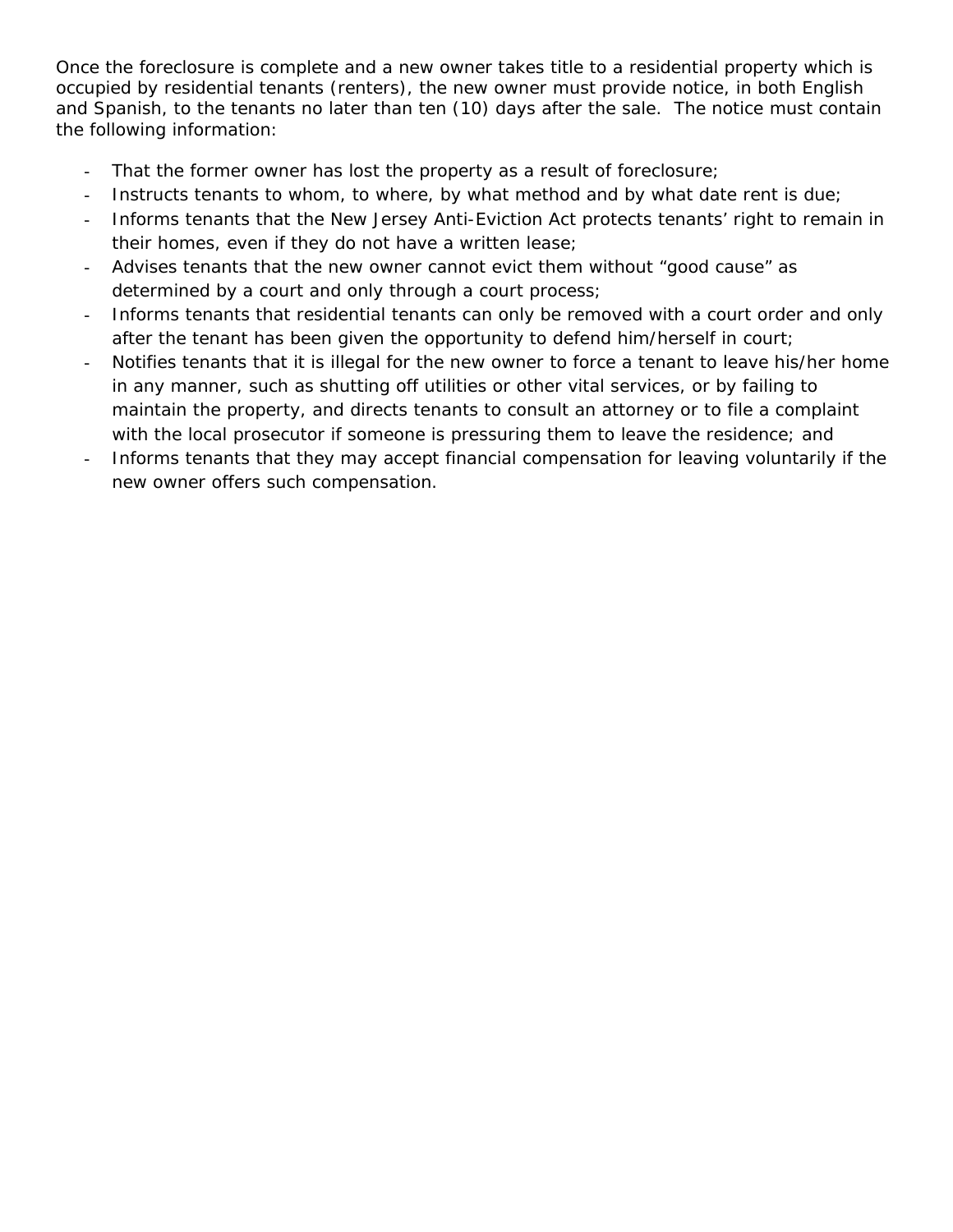Once the foreclosure is complete and a new owner takes title to a residential property which is occupied by residential tenants (renters), the new owner must provide notice, in both English and Spanish, to the tenants no later than ten (10) days after the sale. The notice must contain the following information:

- That the former owner has lost the property as a result of foreclosure;
- Instructs tenants to whom, to where, by what method and by what date rent is due;
- Informs tenants that the New Jersey Anti-Eviction Act protects tenants' right to remain in their homes, even if they do not have a written lease;
- Advises tenants that the new owner cannot evict them without "good cause" as determined by a court and only through a court process;
- Informs tenants that residential tenants can only be removed with a court order and only after the tenant has been given the opportunity to defend him/herself in court;
- Notifies tenants that it is illegal for the new owner to force a tenant to leave his/her home in any manner, such as shutting off utilities or other vital services, or by failing to maintain the property, and directs tenants to consult an attorney or to file a complaint with the local prosecutor if someone is pressuring them to leave the residence; and
- Informs tenants that they may accept financial compensation for leaving voluntarily if the new owner offers such compensation.